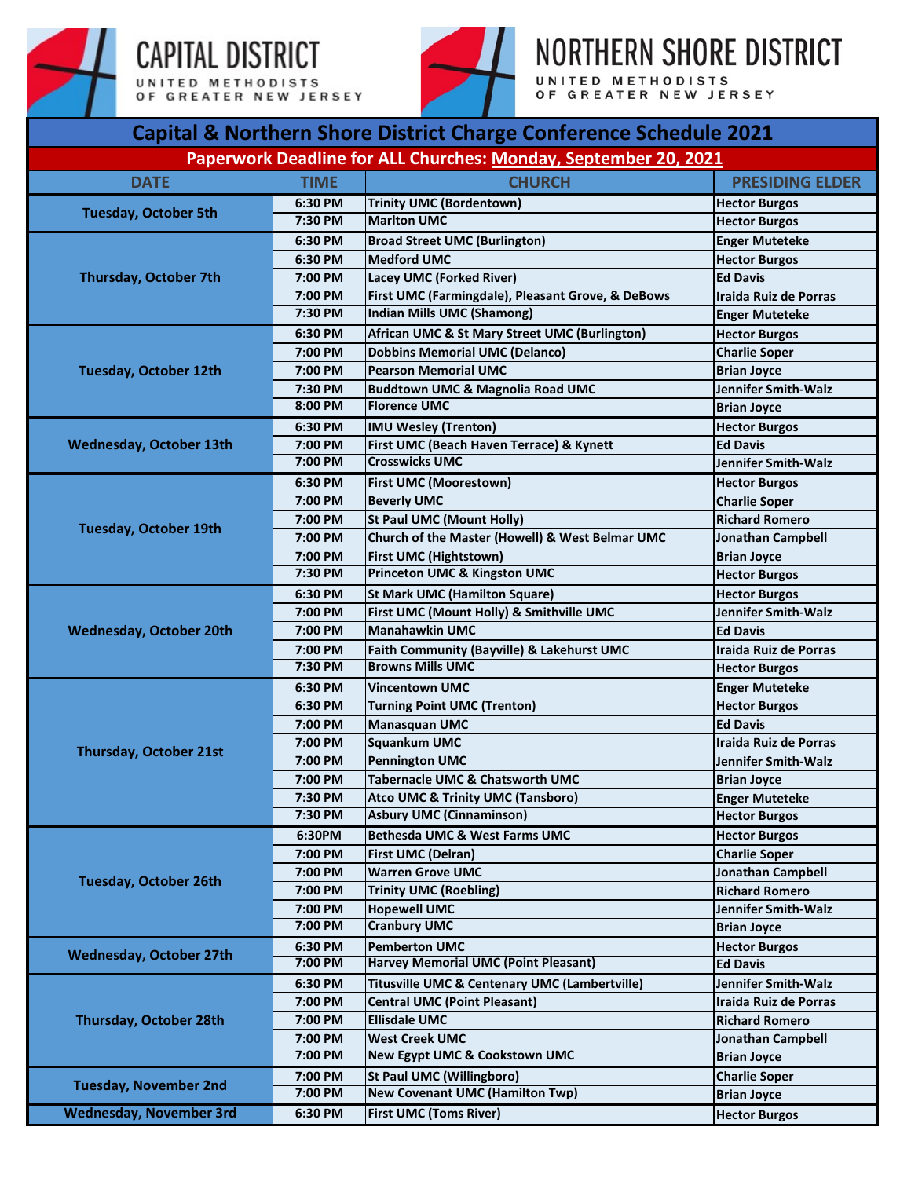CAPITAL DISTRICT
UNITED METHODISTS OF GREATER NEW JERSEY

NORTHERN SHORE DISTRICT
UNITED METHODISTS OF GREATER NEW JERSEY

# Capital & Northern Shore District Charge Conference Schedule 2021

**Paperwork Deadline for ALL Churches: Monday, September 20, 2021**

| DATE | TIME | CHURCH | PRESIDING ELDER |
|---|---|---|---|
| Tuesday, October 5th | 6:30 PM | Trinity UMC (Bordentown) | Hector Burgos |
| | 7:30 PM | Marlton UMC | Hector Burgos |
| Thursday, October 7th | 6:30 PM | Broad Street UMC (Burlington) | Enger Muteteke |
| | 6:30 PM | Medford UMC | Hector Burgos |
| | 7:00 PM | Lacey UMC (Forked River) | Ed Davis |
| | 7:00 PM | First UMC (Farmingdale), Pleasant Grove, & DeBows | Iraida Ruiz de Porras |
| | 7:30 PM | Indian Mills UMC (Shamong) | Enger Muteteke |
| Tuesday, October 12th | 6:30 PM | African UMC & St Mary Street UMC (Burlington) | Hector Burgos |
| | 7:00 PM | Dobbins Memorial UMC (Delanco) | Charlie Soper |
| | 7:00 PM | Pearson Memorial UMC | Brian Joyce |
| | 7:30 PM | Buddtown UMC & Magnolia Road UMC | Jennifer Smith-Walz |
| | 8:00 PM | Florence UMC | Brian Joyce |
| Wednesday, October 13th | 6:30 PM | IMU Wesley (Trenton) | Hector Burgos |
| | 7:00 PM | First UMC (Beach Haven Terrace) & Kynett | Ed Davis |
| | 7:00 PM | Crosswicks UMC | Jennifer Smith-Walz |
| Tuesday, October 19th | 6:30 PM | First UMC (Moorestown) | Hector Burgos |
| | 7:00 PM | Beverly UMC | Charlie Soper |
| | 7:00 PM | St Paul UMC (Mount Holly) | Richard Romero |
| | 7:00 PM | Church of the Master (Howell) & West Belmar UMC | Jonathan Campbell |
| | 7:00 PM | First UMC (Hightstown) | Brian Joyce |
| | 7:30 PM | Princeton UMC & Kingston UMC | Hector Burgos |
| Wednesday, October 20th | 6:30 PM | St Mark UMC (Hamilton Square) | Hector Burgos |
| | 7:00 PM | First UMC (Mount Holly) & Smithville UMC | Jennifer Smith-Walz |
| | 7:00 PM | Manahawkin UMC | Ed Davis |
| | 7:00 PM | Faith Community (Bayville) & Lakehurst UMC | Iraida Ruiz de Porras |
| | 7:30 PM | Browns Mills UMC | Hector Burgos |
| Thursday, October 21st | 6:30 PM | Vincentown UMC | Enger Muteteke |
| | 6:30 PM | Turning Point UMC (Trenton) | Hector Burgos |
| | 7:00 PM | Manasquan UMC | Ed Davis |
| | 7:00 PM | Squankum UMC | Iraida Ruiz de Porras |
| | 7:00 PM | Pennington UMC | Jennifer Smith-Walz |
| | 7:00 PM | Tabernacle UMC & Chatsworth UMC | Brian Joyce |
| | 7:30 PM | Atco UMC & Trinity UMC (Tansboro) | Enger Muteteke |
| | 7:30 PM | Asbury UMC (Cinnaminson) | Hector Burgos |
| Tuesday, October 26th | 6:30PM | Bethesda UMC & West Farms UMC | Hector Burgos |
| | 7:00 PM | First UMC (Delran) | Charlie Soper |
| | 7:00 PM | Warren Grove UMC | Jonathan Campbell |
| | 7:00 PM | Trinity UMC (Roebling) | Richard Romero |
| | 7:00 PM | Hopewell UMC | Jennifer Smith-Walz |
| | 7:00 PM | Cranbury UMC | Brian Joyce |
| Wednesday, October 27th | 6:30 PM | Pemberton UMC | Hector Burgos |
| | 7:00 PM | Harvey Memorial UMC (Point Pleasant) | Ed Davis |
| Thursday, October 28th | 6:30 PM | Titusville UMC & Centenary UMC (Lambertville) | Jennifer Smith-Walz |
| | 7:00 PM | Central UMC (Point Pleasant) | Iraida Ruiz de Porras |
| | 7:00 PM | Ellisdale UMC | Richard Romero |
| | 7:00 PM | West Creek UMC | Jonathan Campbell |
| | 7:00 PM | New Egypt UMC & Cookstown UMC | Brian Joyce |
| Tuesday, November 2nd | 7:00 PM | St Paul UMC (Willingboro) | Charlie Soper |
| | 7:00 PM | New Covenant UMC (Hamilton Twp) | Brian Joyce |
| Wednesday, November 3rd | 6:30 PM | First UMC (Toms River) | Hector Burgos |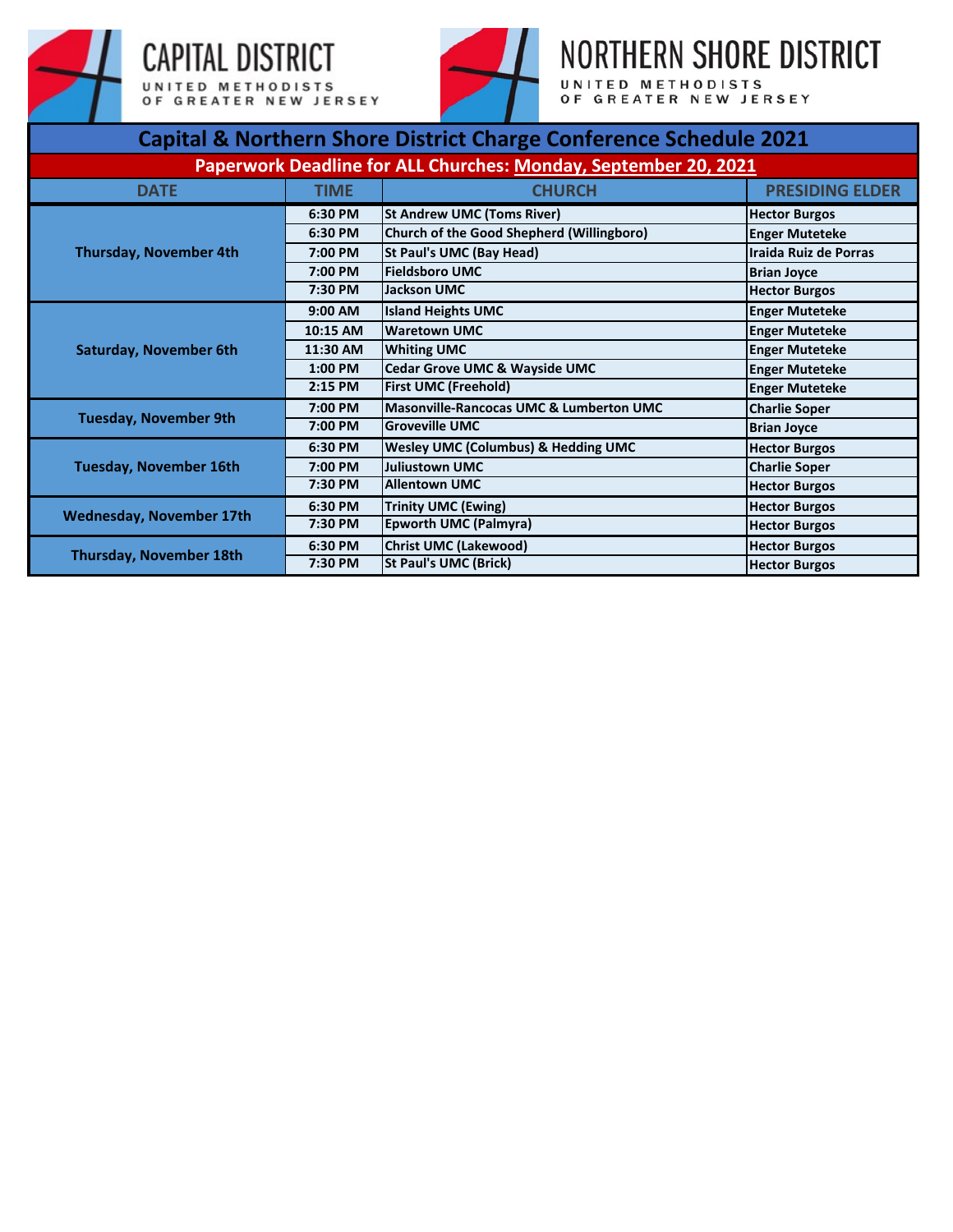CAPITAL DISTRICT
UNITED METHODISTS
OF GREATER NEW JERSEY

NORTHERN SHORE DISTRICT
UNITED METHODISTS
OF GREATER NEW JERSEY

# Capital & Northern Shore District Charge Conference Schedule 2021

**Paperwork Deadline for ALL Churches: Monday, September 20, 2021**

| DATE | TIME | CHURCH | PRESIDING ELDER |
|---|---|---|---|
| Thursday, November 4th | 6:30 PM | St Andrew UMC (Toms River) | Hector Burgos |
| | 6:30 PM | Church of the Good Shepherd (Willingboro) | Enger Muteteke |
| | 7:00 PM | St Paul's UMC (Bay Head) | Iraida Ruiz de Porras |
| | 7:00 PM | Fieldsboro UMC | Brian Joyce |
| | 7:30 PM | Jackson UMC | Hector Burgos |
| Saturday, November 6th | 9:00 AM | Island Heights UMC | Enger Muteteke |
| | 10:15 AM | Waretown UMC | Enger Muteteke |
| | 11:30 AM | Whiting UMC | Enger Muteteke |
| | 1:00 PM | Cedar Grove UMC & Wayside UMC | Enger Muteteke |
| | 2:15 PM | First UMC (Freehold) | Enger Muteteke |
| Tuesday, November 9th | 7:00 PM | Masonville-Rancocas UMC & Lumberton UMC | Charlie Soper |
| | 7:00 PM | Groveville UMC | Brian Joyce |
| Tuesday, November 16th | 6:30 PM | Wesley UMC (Columbus) & Hedding UMC | Hector Burgos |
| | 7:00 PM | Juliustown UMC | Charlie Soper |
| | 7:30 PM | Allentown UMC | Hector Burgos |
| Wednesday, November 17th | 6:30 PM | Trinity UMC (Ewing) | Hector Burgos |
| | 7:30 PM | Epworth UMC (Palmyra) | Hector Burgos |
| Thursday, November 18th | 6:30 PM | Christ UMC (Lakewood) | Hector Burgos |
| | 7:30 PM | St Paul's UMC (Brick) | Hector Burgos |